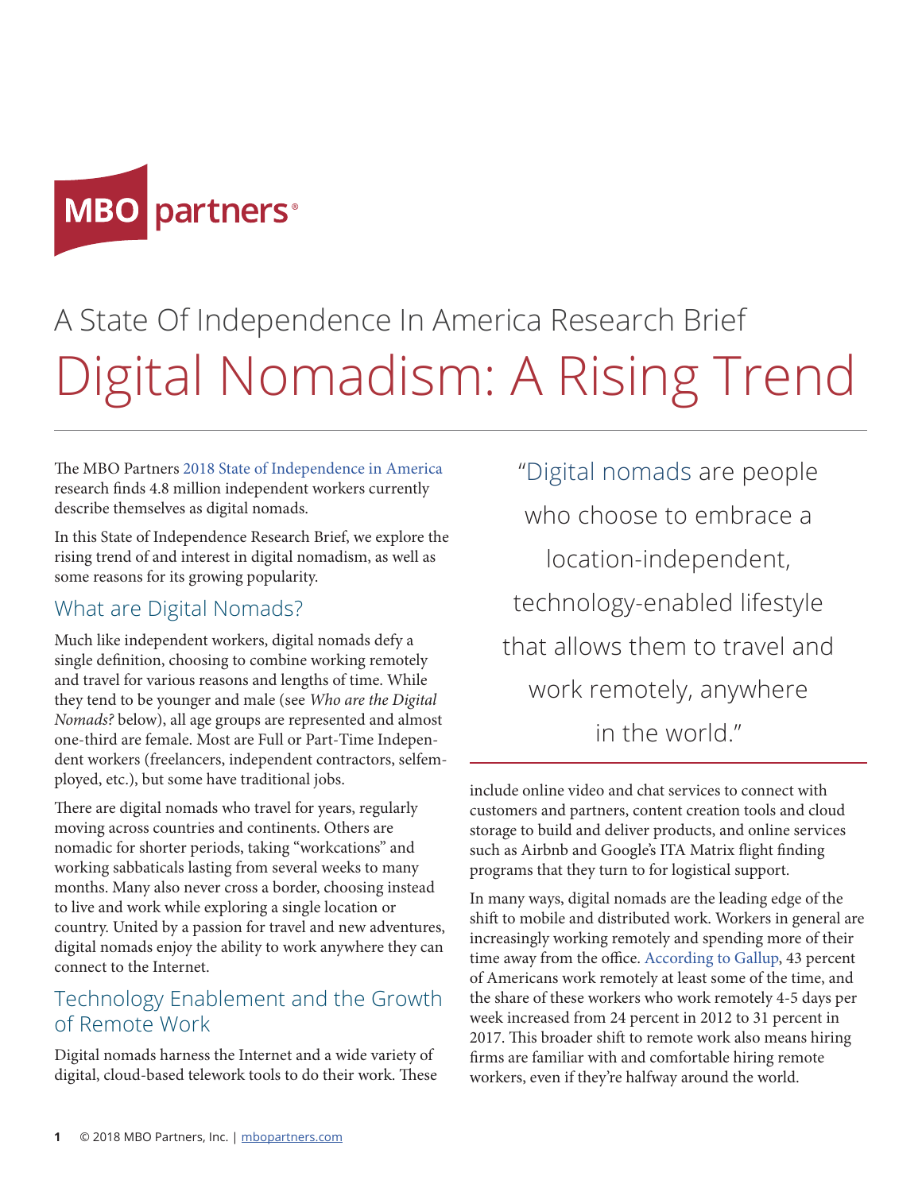# A State Of Independence In America Research Brief

# Digital Nomadism: A Rising Trend

The MBO Partners 2018 State of Independence in America research finds 4.8 million independent workers currently describe themselves as digital nomads.

In this State of Independence Research Brief, we explore the rising trend of and interest in digital nomadism, as well as some reasons for its growing popularity.

> "Digital nomads are people who choose to embrace a location-independent, technology-enabled lifestyle that allows them to travel and work remotely, anywhere in the world."

## What are Digital Nomads?

Much like independent workers, digital nomads defy a single definition, choosing to combine working remotely and travel for various reasons and lengths of time. While they tend to be younger and male (see *Who are the Digital Nomads?* below), all age groups are represented and almost one-third are female. Most are Full or Part-Time Independent workers (freelancers, independent contractors, self-employed, etc.), but some have traditional jobs.

There are digital nomads who travel for years, regularly moving across countries and continents. Others are nomadic for shorter periods, taking "workcations" and working sabbaticals lasting from several weeks to many months. Many also never cross a border, choosing instead to live and work while exploring a single location or country. United by a passion for travel and new adventures, digital nomads enjoy the ability to work anywhere they can connect to the Internet.

## Technology Enablement and the Growth of Remote Work

Digital nomads harness the Internet and a wide variety of digital, cloud-based telework tools to do their work. These include online video and chat services to connect with customers and partners, content creation tools and cloud storage to build and deliver products, and online services such as Airbnb and Google's ITA Matrix flight finding programs that they turn to for logistical support.

In many ways, digital nomads are the leading edge of the shift to mobile and distributed work. Workers in general are increasingly working remotely and spending more of their time away from the office. According to Gallup, 43 percent of Americans work remotely at least some of the time, and the share of these workers who work remotely 4-5 days per week increased from 24 percent in 2012 to 31 percent in 2017. This broader shift to remote work also means hiring firms are familiar with and comfortable hiring remote workers, even if they're halfway around the world.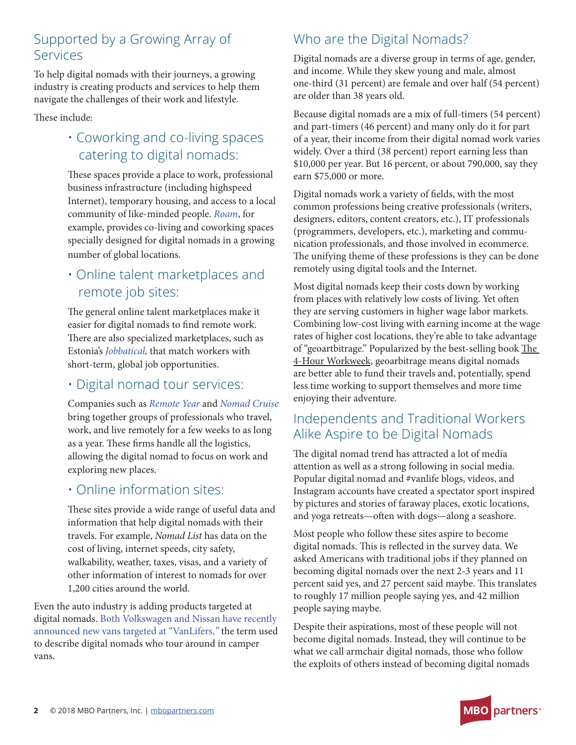## Supported by a Growing Array of Services

To help digital nomads with their journeys, a growing industry is creating products and services to help them navigate the challenges of their work and lifestyle.

These include:

### • Coworking and co-living spaces catering to digital nomads:

These spaces provide a place to work, professional business infrastructure (including highspeed Internet), temporary housing, and access to a local community of like-minded people. *Roam*, for example, provides co-living and coworking spaces specially designed for digital nomads in a growing number of global locations.

### • Online talent marketplaces and remote job sites:

The general online talent marketplaces make it easier for digital nomads to find remote work. There are also specialized marketplaces, such as Estonia's *Jobbatical,* that match workers with short-term, global job opportunities.

### • Digital nomad tour services:

Companies such as *Remote Year* and *Nomad Cruise* bring together groups of professionals who travel, work, and live remotely for a few weeks to as long as a year. These firms handle all the logistics, allowing the digital nomad to focus on work and exploring new places.

### • Online information sites:

These sites provide a wide range of useful data and information that help digital nomads with their travels. For example, *Nomad List* has data on the cost of living, internet speeds, city safety, walkability, weather, taxes, visas, and a variety of other information of interest to nomads for over 1,200 cities around the world.

Even the auto industry is adding products targeted at digital nomads. Both Volkswagen and Nissan have recently announced new vans targeted at "VanLifers," the term used to describe digital nomads who tour around in camper vans.

## Who are the Digital Nomads?

Digital nomads are a diverse group in terms of age, gender, and income. While they skew young and male, almost one-third (31 percent) are female and over half (54 percent) are older than 38 years old.

Because digital nomads are a mix of full-timers (54 percent) and part-timers (46 percent) and many only do it for part of a year, their income from their digital nomad work varies widely. Over a third (38 percent) report earning less than $10,000 per year. But 16 percent, or about 790,000, say they earn $75,000 or more.

Digital nomads work a variety of fields, with the most common professions being creative professionals (writers, designers, editors, content creators, etc.), IT professionals (programmers, developers, etc.), marketing and communication professionals, and those involved in ecommerce. The unifying theme of these professions is they can be done remotely using digital tools and the Internet.

Most digital nomads keep their costs down by working from places with relatively low costs of living. Yet often they are serving customers in higher wage labor markets. Combining low-cost living with earning income at the wage rates of higher cost locations, they're able to take advantage of "geoarbitrage." Popularized by the best-selling book The 4-Hour Workweek, geoarbitrage means digital nomads are better able to fund their travels and, potentially, spend less time working to support themselves and more time enjoying their adventure.

## Independents and Traditional Workers Alike Aspire to be Digital Nomads

The digital nomad trend has attracted a lot of media attention as well as a strong following in social media. Popular digital nomad and #vanlife blogs, videos, and Instagram accounts have created a spectator sport inspired by pictures and stories of faraway places, exotic locations, and yoga retreats—often with dogs—along a seashore.

Most people who follow these sites aspire to become digital nomads. This is reflected in the survey data. We asked Americans with traditional jobs if they planned on becoming digital nomads over the next 2-3 years and 11 percent said yes, and 27 percent said maybe. This translates to roughly 17 million people saying yes, and 42 million people saying maybe.

Despite their aspirations, most of these people will not become digital nomads. Instead, they will continue to be what we call armchair digital nomads, those who follow the exploits of others instead of becoming digital nomads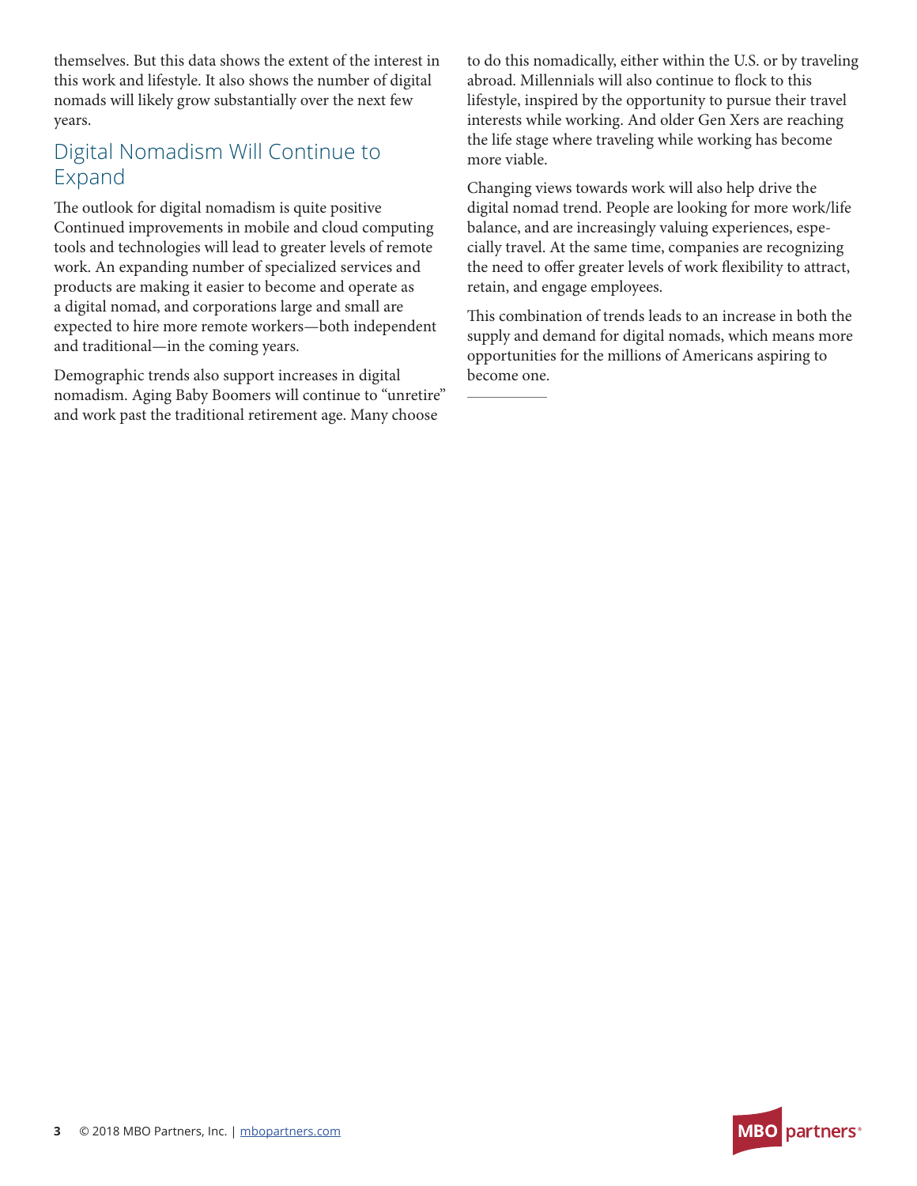themselves. But this data shows the extent of the interest in this work and lifestyle. It also shows the number of digital nomads will likely grow substantially over the next few years.

## Digital Nomadism Will Continue to Expand

The outlook for digital nomadism is quite positive Continued improvements in mobile and cloud computing tools and technologies will lead to greater levels of remote work. An expanding number of specialized services and products are making it easier to become and operate as a digital nomad, and corporations large and small are expected to hire more remote workers—both independent and traditional—in the coming years.

Demographic trends also support increases in digital nomadism. Aging Baby Boomers will continue to "unretire" and work past the traditional retirement age. Many choose to do this nomadically, either within the U.S. or by traveling abroad. Millennials will also continue to flock to this lifestyle, inspired by the opportunity to pursue their travel interests while working. And older Gen Xers are reaching the life stage where traveling while working has become more viable.

Changing views towards work will also help drive the digital nomad trend. People are looking for more work/life balance, and are increasingly valuing experiences, especially travel. At the same time, companies are recognizing the need to offer greater levels of work flexibility to attract, retain, and engage employees.

This combination of trends leads to an increase in both the supply and demand for digital nomads, which means more opportunities for the millions of Americans aspiring to become one.